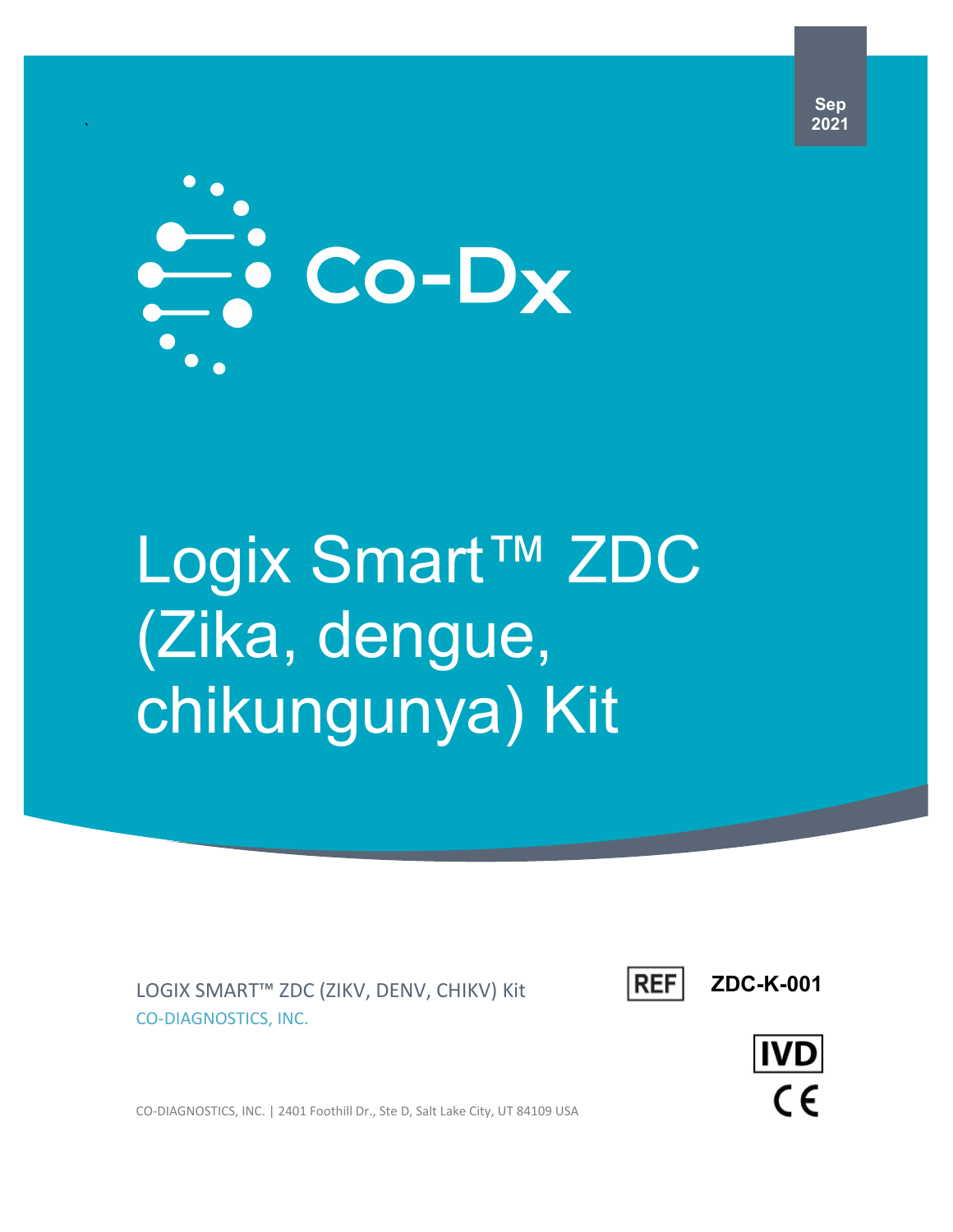Sep 2021

Co-Dx

# Logix Smart™ ZDC (Zika, dengue, chikungunya) Kit

LOGIX SMART™ ZDC (ZIKV, DENV, CHIKV) Kit

CO-DIAGNOSTICS, INC.

REF ZDC-K-001

IVD

CE

CO-DIAGNOSTICS, INC. | 2401 Foothill Dr., Ste D, Salt Lake City, UT 84109 USA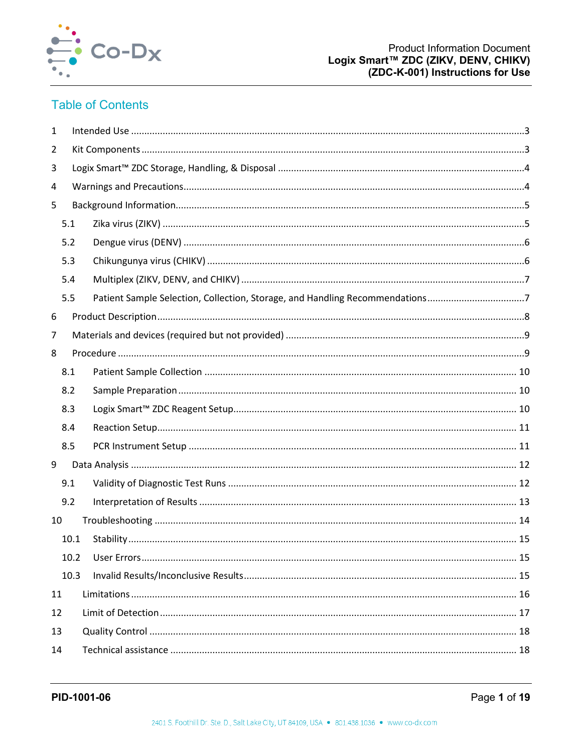## Table of Contents

1 Intended Use ....................................................................................................................3

2 Kit Components ................................................................................................................3

3 Logix Smart™ ZDC Storage, Handling, & Disposal ............................................................4

4 Warnings and Precautions................................................................................................4

5 Background Information...................................................................................................5

  5.1 Zika virus (ZIKV) ...........................................................................................................5

  5.2 Dengue virus (DENV) ...................................................................................................6

  5.3 Chikungunya virus (CHIKV) ..........................................................................................6

  5.4 Multiplex (ZIKV, DENV, and CHIKV) .............................................................................7

  5.5 Patient Sample Selection, Collection, Storage, and Handling Recommendations ........7

6 Product Description..........................................................................................................8

7 Materials and devices (required but not provided) .........................................................9

8 Procedure .........................................................................................................................9

  8.1 Patient Sample Collection ..........................................................................................10

  8.2 Sample Preparation ...................................................................................................10

  8.3 Logix Smart™ ZDC Reagent Setup..............................................................................10

  8.4 Reaction Setup............................................................................................................11

  8.5 PCR Instrument Setup ...............................................................................................11

9 Data Analysis ...................................................................................................................12

  9.1 Validity of Diagnostic Test Runs ................................................................................12

  9.2 Interpretation of Results ...........................................................................................13

10 Troubleshooting ............................................................................................................14

  10.1 Stability....................................................................................................................15

  10.2 User Errors...............................................................................................................15

  10.3 Invalid Results/Inconclusive Results.........................................................................15

11 Limitations ....................................................................................................................16

12 Limit of Detection .........................................................................................................17

13 Quality Control .............................................................................................................18

14 Technical assistance .....................................................................................................18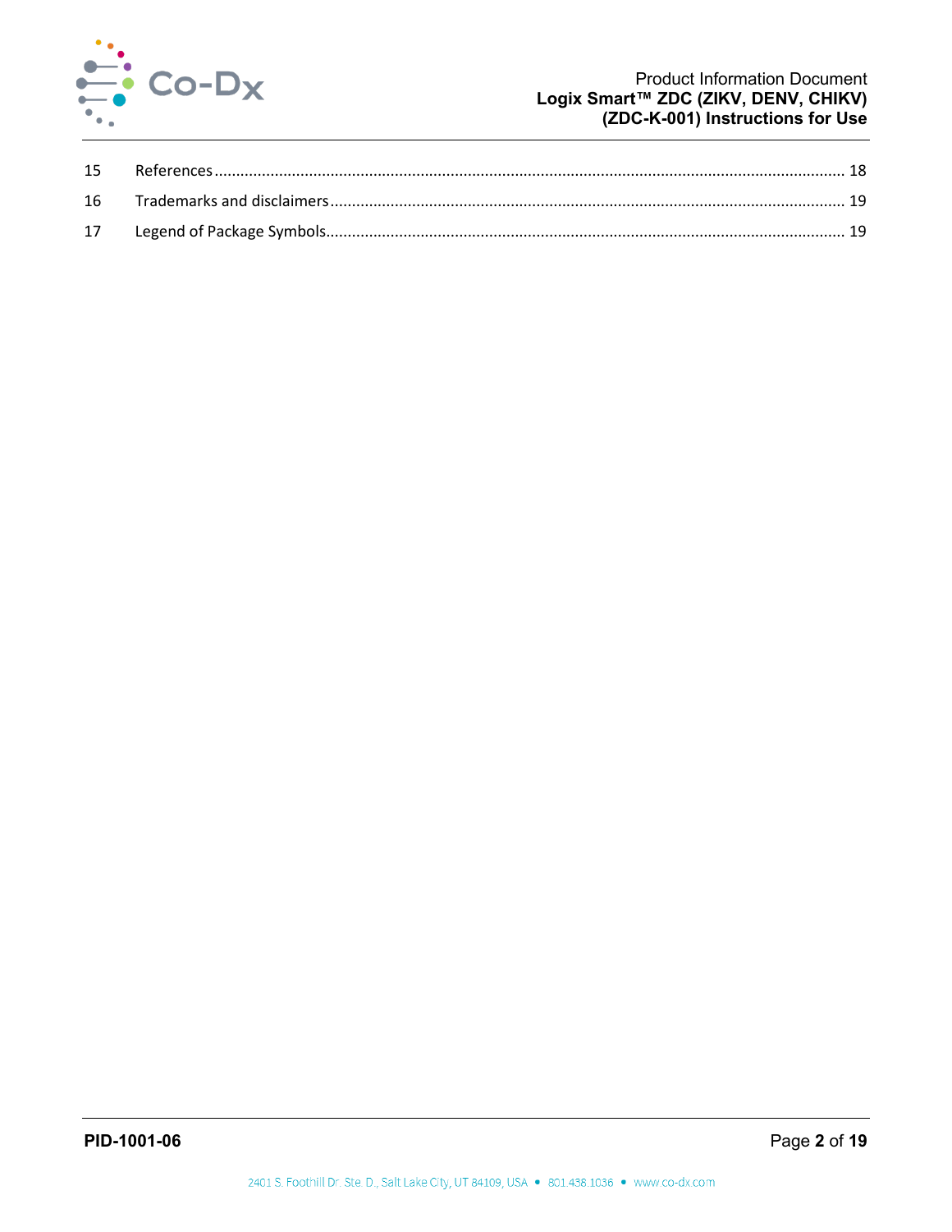15 References ........................................................................................................................................ 18

16 Trademarks and disclaimers ............................................................................................................. 19

17 Legend of Package Symbols .............................................................................................................. 19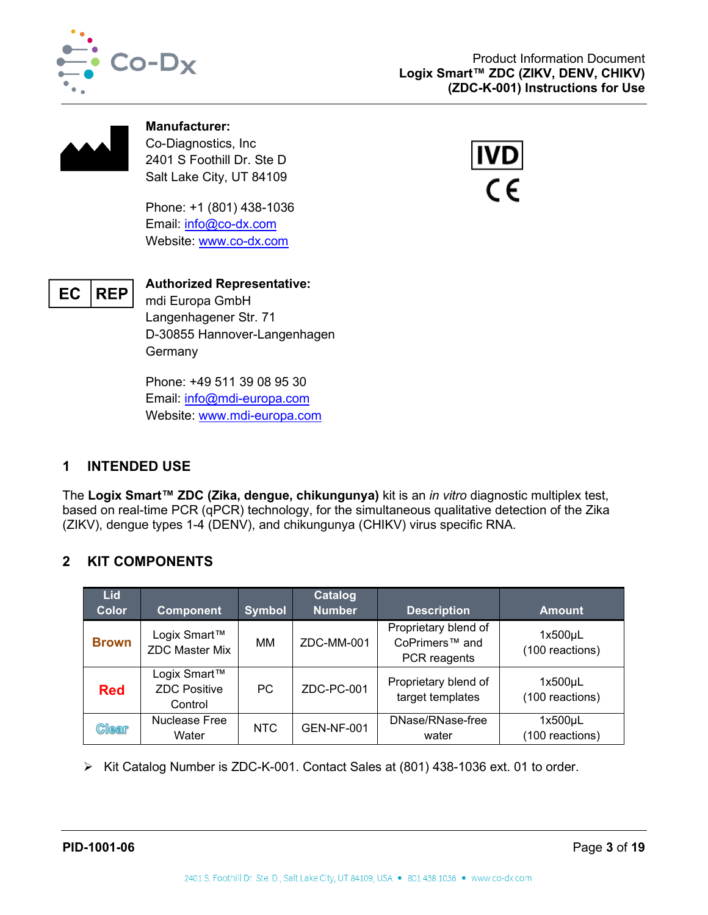**Manufacturer:**
Co-Diagnostics, Inc
2401 S Foothill Dr. Ste D
Salt Lake City, UT 84109

Phone: +1 (801) 438-1036
Email: info@co-dx.com
Website: www.co-dx.com

IVD

CE

EC REP

**Authorized Representative:**
mdi Europa GmbH
Langenhagener Str. 71
D-30855 Hannover-Langenhagen
Germany

Phone: +49 511 39 08 95 30
Email: info@mdi-europa.com
Website: www.mdi-europa.com

## 1 INTENDED USE

The **Logix Smart™ ZDC (Zika, dengue, chikungunya)** kit is an *in vitro* diagnostic multiplex test, based on real-time PCR (qPCR) technology, for the simultaneous qualitative detection of the Zika (ZIKV), dengue types 1-4 (DENV), and chikungunya (CHIKV) virus specific RNA.

## 2 KIT COMPONENTS

| Lid Color | Component | Symbol | Catalog Number | Description | Amount |
|---|---|---|---|---|---|
| Brown | Logix Smart™ ZDC Master Mix | MM | ZDC-MM-001 | Proprietary blend of CoPrimers™ and PCR reagents | 1x500µL (100 reactions) |
| Red | Logix Smart™ ZDC Positive Control | PC | ZDC-PC-001 | Proprietary blend of target templates | 1x500µL (100 reactions) |
| Clear | Nuclease Free Water | NTC | GEN-NF-001 | DNase/RNase-free water | 1x500µL (100 reactions) |

- Kit Catalog Number is ZDC-K-001. Contact Sales at (801) 438-1036 ext. 01 to order.

PID-1001-06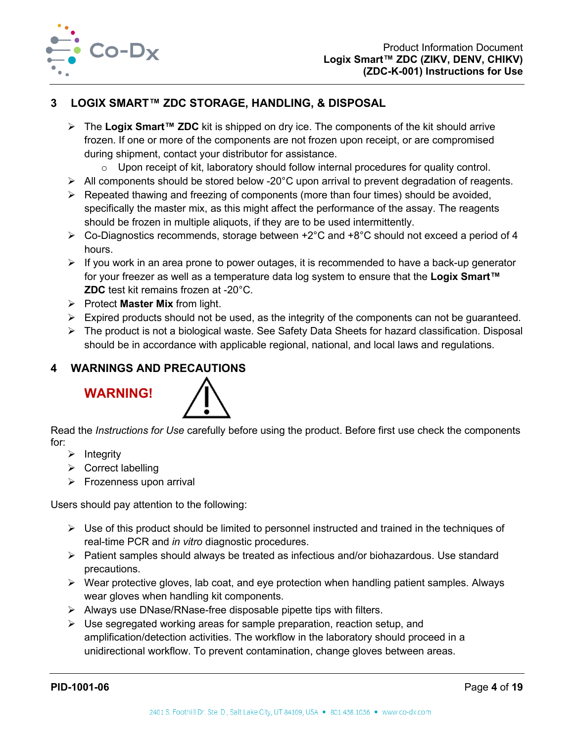## 3 LOGIX SMART™ ZDC STORAGE, HANDLING, & DISPOSAL

- The **Logix Smart™ ZDC** kit is shipped on dry ice. The components of the kit should arrive frozen. If one or more of the components are not frozen upon receipt, or are compromised during shipment, contact your distributor for assistance.
  - Upon receipt of kit, laboratory should follow internal procedures for quality control.
- All components should be stored below -20°C upon arrival to prevent degradation of reagents.
- Repeated thawing and freezing of components (more than four times) should be avoided, specifically the master mix, as this might affect the performance of the assay. The reagents should be frozen in multiple aliquots, if they are to be used intermittently.
- Co-Diagnostics recommends, storage between +2°C and +8°C should not exceed a period of 4 hours.
- If you work in an area prone to power outages, it is recommended to have a back-up generator for your freezer as well as a temperature data log system to ensure that the **Logix Smart™ ZDC** test kit remains frozen at -20°C.
- Protect **Master Mix** from light.
- Expired products should not be used, as the integrity of the components can not be guaranteed.
- The product is not a biological waste. See Safety Data Sheets for hazard classification. Disposal should be in accordance with applicable regional, national, and local laws and regulations.

## 4 WARNINGS AND PRECAUTIONS

**WARNING!** ⚠

Read the *Instructions for Use* carefully before using the product. Before first use check the components for:

- Integrity
- Correct labelling
- Frozenness upon arrival

Users should pay attention to the following:

- Use of this product should be limited to personnel instructed and trained in the techniques of real-time PCR and *in vitro* diagnostic procedures.
- Patient samples should always be treated as infectious and/or biohazardous. Use standard precautions.
- Wear protective gloves, lab coat, and eye protection when handling patient samples. Always wear gloves when handling kit components.
- Always use DNase/RNase-free disposable pipette tips with filters.
- Use segregated working areas for sample preparation, reaction setup, and amplification/detection activities. The workflow in the laboratory should proceed in a unidirectional workflow. To prevent contamination, change gloves between areas.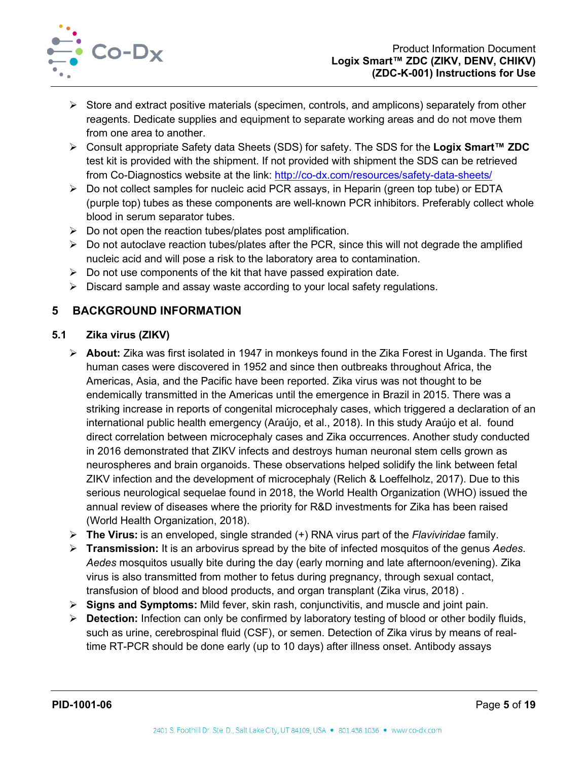- Store and extract positive materials (specimen, controls, and amplicons) separately from other reagents. Dedicate supplies and equipment to separate working areas and do not move them from one area to another.
- Consult appropriate Safety data Sheets (SDS) for safety. The SDS for the **Logix Smart™ ZDC** test kit is provided with the shipment. If not provided with shipment the SDS can be retrieved from Co-Diagnostics website at the link: [http://co-dx.com/resources/safety-data-sheets/](http://co-dx.com/resources/safety-data-sheets/)
- Do not collect samples for nucleic acid PCR assays, in Heparin (green top tube) or EDTA (purple top) tubes as these components are well-known PCR inhibitors. Preferably collect whole blood in serum separator tubes.
- Do not open the reaction tubes/plates post amplification.
- Do not autoclave reaction tubes/plates after the PCR, since this will not degrade the amplified nucleic acid and will pose a risk to the laboratory area to contamination.
- Do not use components of the kit that have passed expiration date.
- Discard sample and assay waste according to your local safety regulations.

# 5 BACKGROUND INFORMATION

## 5.1 Zika virus (ZIKV)

- **About:** Zika was first isolated in 1947 in monkeys found in the Zika Forest in Uganda. The first human cases were discovered in 1952 and since then outbreaks throughout Africa, the Americas, Asia, and the Pacific have been reported. Zika virus was not thought to be endemically transmitted in the Americas until the emergence in Brazil in 2015. There was a striking increase in reports of congenital microcephaly cases, which triggered a declaration of an international public health emergency (Araújo, et al., 2018). In this study Araújo et al. found direct correlation between microcephaly cases and Zika occurrences. Another study conducted in 2016 demonstrated that ZIKV infects and destroys human neuronal stem cells grown as neurospheres and brain organoids. These observations helped solidify the link between fetal ZIKV infection and the development of microcephaly (Relich & Loeffelholz, 2017). Due to this serious neurological sequelae found in 2018, the World Health Organization (WHO) issued the annual review of diseases where the priority for R&D investments for Zika has been raised (World Health Organization, 2018).
- **The Virus:** is an enveloped, single stranded (+) RNA virus part of the *Flaviviridae* family.
- **Transmission:** It is an arbovirus spread by the bite of infected mosquitos of the genus *Aedes*. *Aedes* mosquitos usually bite during the day (early morning and late afternoon/evening). Zika virus is also transmitted from mother to fetus during pregnancy, through sexual contact, transfusion of blood and blood products, and organ transplant (Zika virus, 2018) .
- **Signs and Symptoms:** Mild fever, skin rash, conjunctivitis, and muscle and joint pain.
- **Detection:** Infection can only be confirmed by laboratory testing of blood or other bodily fluids, such as urine, cerebrospinal fluid (CSF), or semen. Detection of Zika virus by means of real-time RT-PCR should be done early (up to 10 days) after illness onset. Antibody assays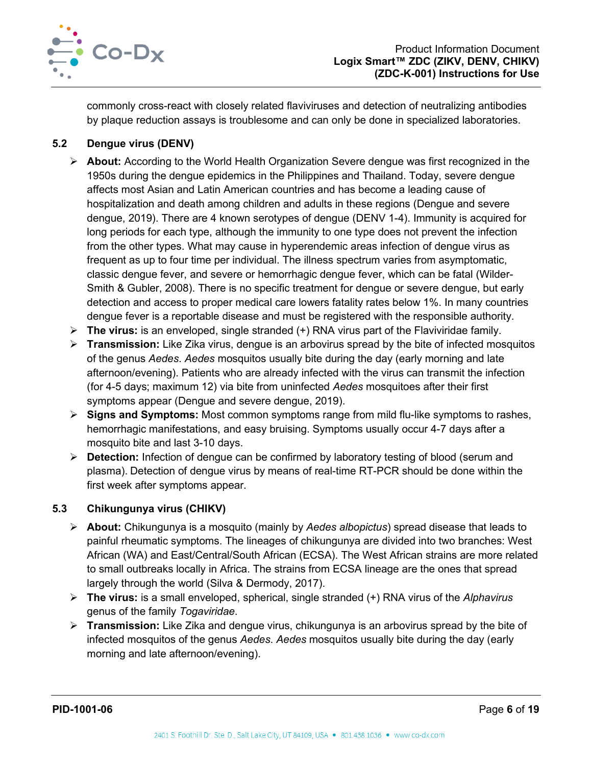commonly cross-react with closely related flaviviruses and detection of neutralizing antibodies by plaque reduction assays is troublesome and can only be done in specialized laboratories.

### 5.2 Dengue virus (DENV)

- **About:** According to the World Health Organization Severe dengue was first recognized in the 1950s during the dengue epidemics in the Philippines and Thailand. Today, severe dengue affects most Asian and Latin American countries and has become a leading cause of hospitalization and death among children and adults in these regions (Dengue and severe dengue, 2019). There are 4 known serotypes of dengue (DENV 1-4). Immunity is acquired for long periods for each type, although the immunity to one type does not prevent the infection from the other types. What may cause in hyperendemic areas infection of dengue virus as frequent as up to four time per individual. The illness spectrum varies from asymptomatic, classic dengue fever, and severe or hemorrhagic dengue fever, which can be fatal (Wilder-Smith & Gubler, 2008). There is no specific treatment for dengue or severe dengue, but early detection and access to proper medical care lowers fatality rates below 1%. In many countries dengue fever is a reportable disease and must be registered with the responsible authority.
- **The virus:** is an enveloped, single stranded (+) RNA virus part of the Flaviviridae family.
- **Transmission:** Like Zika virus, dengue is an arbovirus spread by the bite of infected mosquitos of the genus *Aedes*. *Aedes* mosquitos usually bite during the day (early morning and late afternoon/evening). Patients who are already infected with the virus can transmit the infection (for 4-5 days; maximum 12) via bite from uninfected *Aedes* mosquitoes after their first symptoms appear (Dengue and severe dengue, 2019).
- **Signs and Symptoms:** Most common symptoms range from mild flu-like symptoms to rashes, hemorrhagic manifestations, and easy bruising. Symptoms usually occur 4-7 days after a mosquito bite and last 3-10 days.
- **Detection:** Infection of dengue can be confirmed by laboratory testing of blood (serum and plasma). Detection of dengue virus by means of real-time RT-PCR should be done within the first week after symptoms appear.

### 5.3 Chikungunya virus (CHIKV)

- **About:** Chikungunya is a mosquito (mainly by *Aedes albopictus*) spread disease that leads to painful rheumatic symptoms. The lineages of chikungunya are divided into two branches: West African (WA) and East/Central/South African (ECSA). The West African strains are more related to small outbreaks locally in Africa. The strains from ECSA lineage are the ones that spread largely through the world (Silva & Dermody, 2017).
- **The virus:** is a small enveloped, spherical, single stranded (+) RNA virus of the *Alphavirus* genus of the family *Togaviridae*.
- **Transmission:** Like Zika and dengue virus, chikungunya is an arbovirus spread by the bite of infected mosquitos of the genus *Aedes*. *Aedes* mosquitos usually bite during the day (early morning and late afternoon/evening).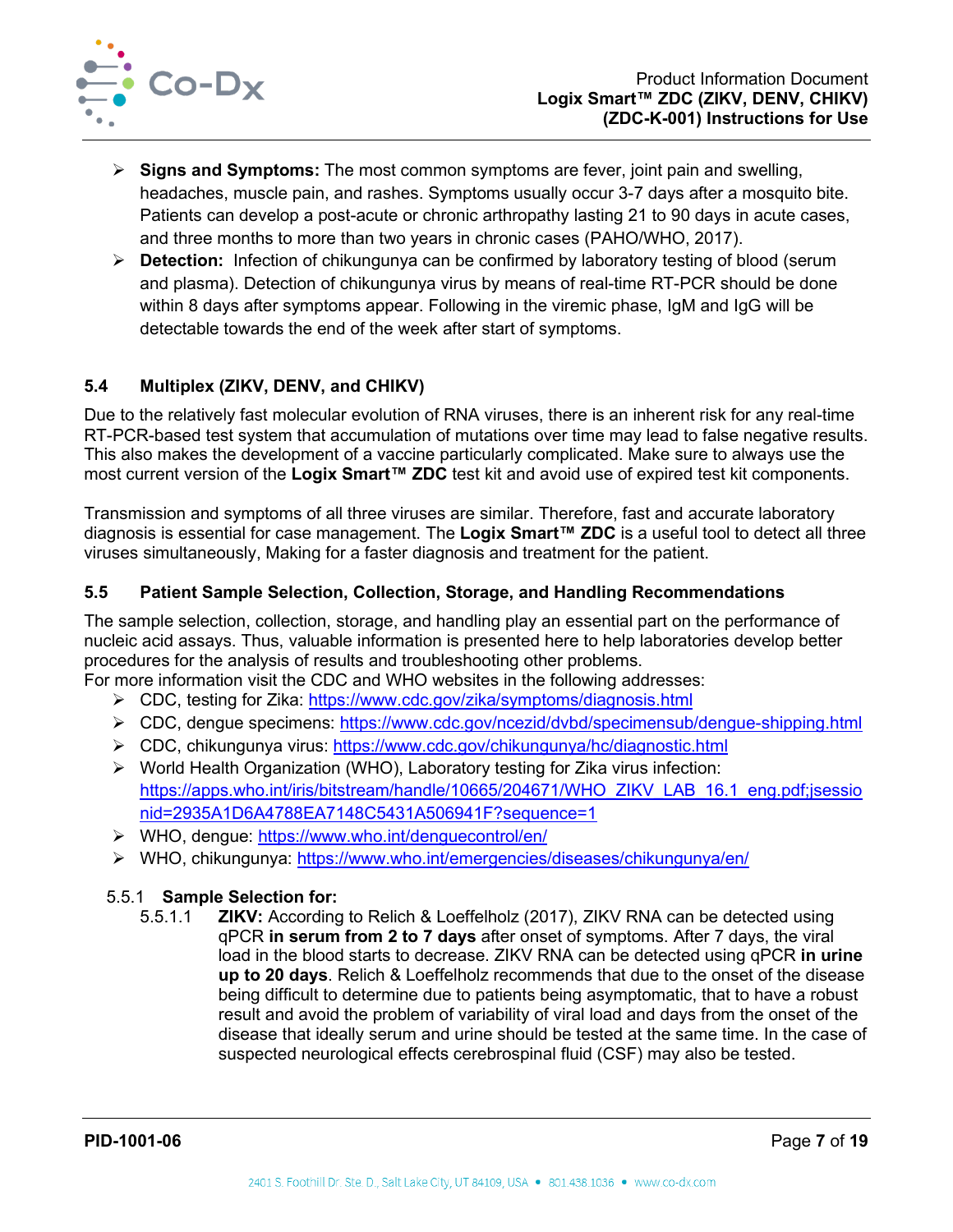- **Signs and Symptoms:** The most common symptoms are fever, joint pain and swelling, headaches, muscle pain, and rashes. Symptoms usually occur 3-7 days after a mosquito bite. Patients can develop a post-acute or chronic arthropathy lasting 21 to 90 days in acute cases, and three months to more than two years in chronic cases (PAHO/WHO, 2017).
- **Detection:** Infection of chikungunya can be confirmed by laboratory testing of blood (serum and plasma). Detection of chikungunya virus by means of real-time RT-PCR should be done within 8 days after symptoms appear. Following in the viremic phase, IgM and IgG will be detectable towards the end of the week after start of symptoms.

## 5.4 Multiplex (ZIKV, DENV, and CHIKV)

Due to the relatively fast molecular evolution of RNA viruses, there is an inherent risk for any real-time RT-PCR-based test system that accumulation of mutations over time may lead to false negative results. This also makes the development of a vaccine particularly complicated. Make sure to always use the most current version of the **Logix Smart™ ZDC** test kit and avoid use of expired test kit components.

Transmission and symptoms of all three viruses are similar. Therefore, fast and accurate laboratory diagnosis is essential for case management. The **Logix Smart™ ZDC** is a useful tool to detect all three viruses simultaneously, Making for a faster diagnosis and treatment for the patient.

## 5.5 Patient Sample Selection, Collection, Storage, and Handling Recommendations

The sample selection, collection, storage, and handling play an essential part on the performance of nucleic acid assays. Thus, valuable information is presented here to help laboratories develop better procedures for the analysis of results and troubleshooting other problems.
For more information visit the CDC and WHO websites in the following addresses:

- CDC, testing for Zika: https://www.cdc.gov/zika/symptoms/diagnosis.html
- CDC, dengue specimens: https://www.cdc.gov/ncezid/dvbd/specimensub/dengue-shipping.html
- CDC, chikungunya virus: https://www.cdc.gov/chikungunya/hc/diagnostic.html
- World Health Organization (WHO), Laboratory testing for Zika virus infection: https://apps.who.int/iris/bitstream/handle/10665/204671/WHO_ZIKV_LAB_16.1_eng.pdf;jsessionid=2935A1D6A4788EA7148C5431A506941F?sequence=1
- WHO, dengue: https://www.who.int/denguecontrol/en/
- WHO, chikungunya: https://www.who.int/emergencies/diseases/chikungunya/en/

### 5.5.1 Sample Selection for:

5.5.1.1 **ZIKV:** According to Relich & Loeffelholz (2017), ZIKV RNA can be detected using qPCR **in serum from 2 to 7 days** after onset of symptoms. After 7 days, the viral load in the blood starts to decrease. ZIKV RNA can be detected using qPCR **in urine up to 20 days**. Relich & Loeffelholz recommends that due to the onset of the disease being difficult to determine due to patients being asymptomatic, that to have a robust result and avoid the problem of variability of viral load and days from the onset of the disease that ideally serum and urine should be tested at the same time. In the case of suspected neurological effects cerebrospinal fluid (CSF) may also be tested.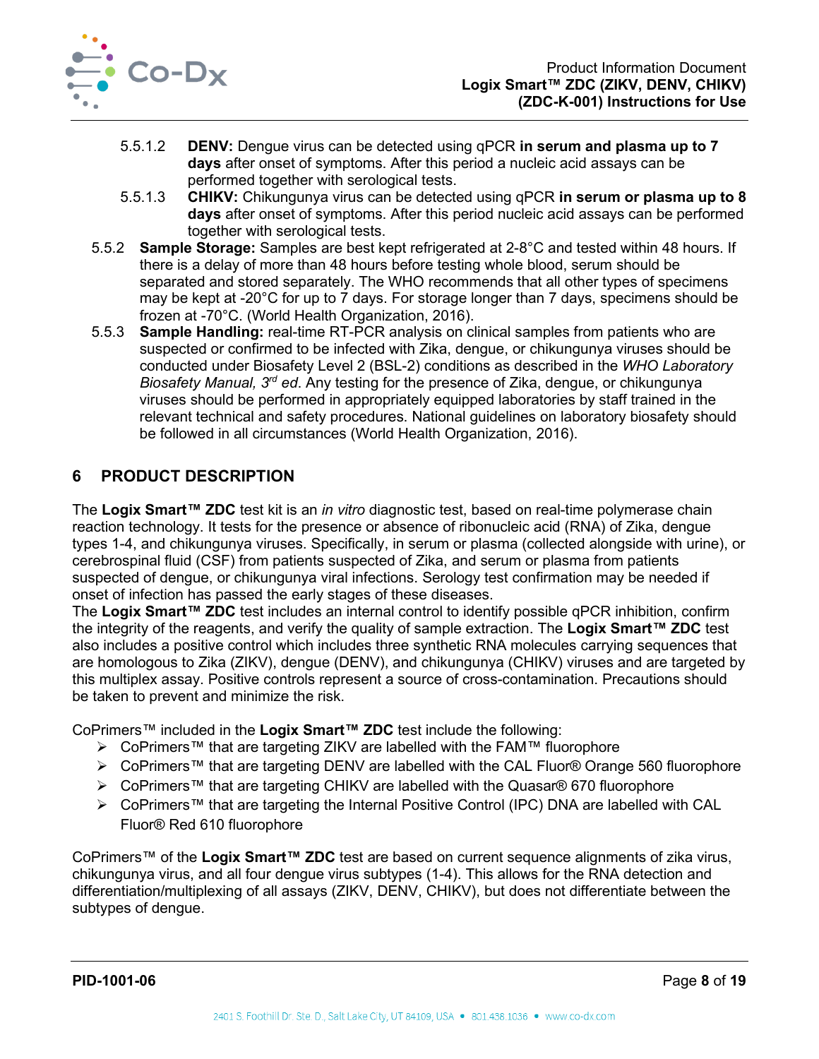5.5.1.2 **DENV:** Dengue virus can be detected using qPCR **in serum and plasma up to 7 days** after onset of symptoms. After this period a nucleic acid assays can be performed together with serological tests.

5.5.1.3 **CHIKV:** Chikungunya virus can be detected using qPCR **in serum or plasma up to 8 days** after onset of symptoms. After this period nucleic acid assays can be performed together with serological tests.

5.5.2 **Sample Storage:** Samples are best kept refrigerated at 2-8°C and tested within 48 hours. If there is a delay of more than 48 hours before testing whole blood, serum should be separated and stored separately. The WHO recommends that all other types of specimens may be kept at -20°C for up to 7 days. For storage longer than 7 days, specimens should be frozen at -70°C. (World Health Organization, 2016).

5.5.3 **Sample Handling:** real-time RT-PCR analysis on clinical samples from patients who are suspected or confirmed to be infected with Zika, dengue, or chikungunya viruses should be conducted under Biosafety Level 2 (BSL-2) conditions as described in the *WHO Laboratory Biosafety Manual, 3rd ed*. Any testing for the presence of Zika, dengue, or chikungunya viruses should be performed in appropriately equipped laboratories by staff trained in the relevant technical and safety procedures. National guidelines on laboratory biosafety should be followed in all circumstances (World Health Organization, 2016).

# 6 PRODUCT DESCRIPTION

The **Logix Smart™ ZDC** test kit is an *in vitro* diagnostic test, based on real-time polymerase chain reaction technology. It tests for the presence or absence of ribonucleic acid (RNA) of Zika, dengue types 1-4, and chikungunya viruses. Specifically, in serum or plasma (collected alongside with urine), or cerebrospinal fluid (CSF) from patients suspected of Zika, and serum or plasma from patients suspected of dengue, or chikungunya viral infections. Serology test confirmation may be needed if onset of infection has passed the early stages of these diseases.
The **Logix Smart™ ZDC** test includes an internal control to identify possible qPCR inhibition, confirm the integrity of the reagents, and verify the quality of sample extraction. The **Logix Smart™ ZDC** test also includes a positive control which includes three synthetic RNA molecules carrying sequences that are homologous to Zika (ZIKV), dengue (DENV), and chikungunya (CHIKV) viruses and are targeted by this multiplex assay. Positive controls represent a source of cross-contamination. Precautions should be taken to prevent and minimize the risk.

CoPrimers™ included in the **Logix Smart™ ZDC** test include the following:

- CoPrimers™ that are targeting ZIKV are labelled with the FAM™ fluorophore
- CoPrimers™ that are targeting DENV are labelled with the CAL Fluor® Orange 560 fluorophore
- CoPrimers™ that are targeting CHIKV are labelled with the Quasar® 670 fluorophore
- CoPrimers™ that are targeting the Internal Positive Control (IPC) DNA are labelled with CAL Fluor® Red 610 fluorophore

CoPrimers™ of the **Logix Smart™ ZDC** test are based on current sequence alignments of zika virus, chikungunya virus, and all four dengue virus subtypes (1-4). This allows for the RNA detection and differentiation/multiplexing of all assays (ZIKV, DENV, CHIKV), but does not differentiate between the subtypes of dengue.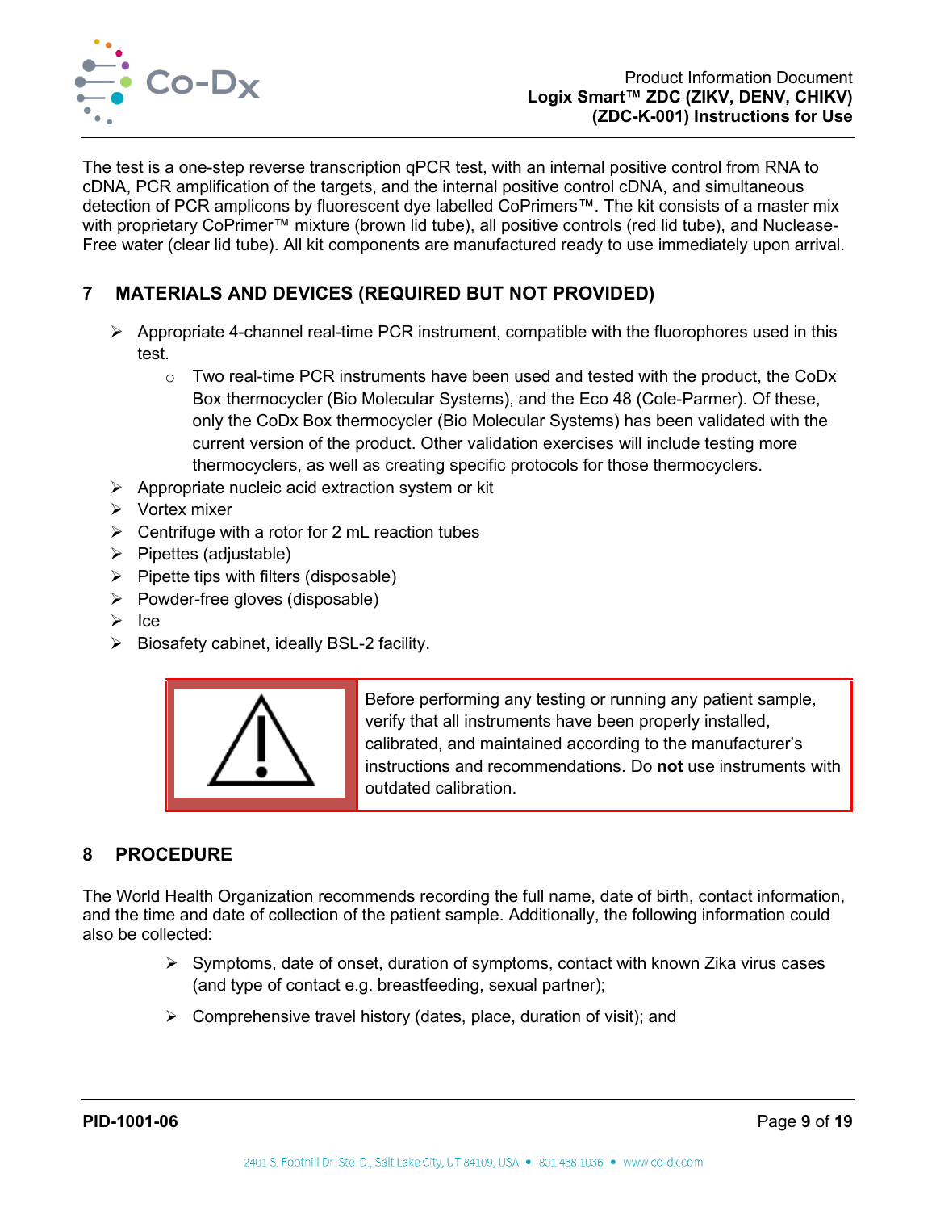The test is a one-step reverse transcription qPCR test, with an internal positive control from RNA to cDNA, PCR amplification of the targets, and the internal positive control cDNA, and simultaneous detection of PCR amplicons by fluorescent dye labelled CoPrimers™. The kit consists of a master mix with proprietary CoPrimer™ mixture (brown lid tube), all positive controls (red lid tube), and Nuclease-Free water (clear lid tube). All kit components are manufactured ready to use immediately upon arrival.

## 7 MATERIALS AND DEVICES (REQUIRED BUT NOT PROVIDED)

- Appropriate 4-channel real-time PCR instrument, compatible with the fluorophores used in this test.
    - Two real-time PCR instruments have been used and tested with the product, the CoDx Box thermocycler (Bio Molecular Systems), and the Eco 48 (Cole-Parmer). Of these, only the CoDx Box thermocycler (Bio Molecular Systems) has been validated with the current version of the product. Other validation exercises will include testing more thermocyclers, as well as creating specific protocols for those thermocyclers.
- Appropriate nucleic acid extraction system or kit
- Vortex mixer
- Centrifuge with a rotor for 2 mL reaction tubes
- Pipettes (adjustable)
- Pipette tips with filters (disposable)
- Powder-free gloves (disposable)
- Ice
- Biosafety cabinet, ideally BSL-2 facility.

> ⚠ Before performing any testing or running any patient sample, verify that all instruments have been properly installed, calibrated, and maintained according to the manufacturer's instructions and recommendations. Do **not** use instruments with outdated calibration.

## 8 PROCEDURE

The World Health Organization recommends recording the full name, date of birth, contact information, and the time and date of collection of the patient sample. Additionally, the following information could also be collected:

- Symptoms, date of onset, duration of symptoms, contact with known Zika virus cases (and type of contact e.g. breastfeeding, sexual partner);
- Comprehensive travel history (dates, place, duration of visit); and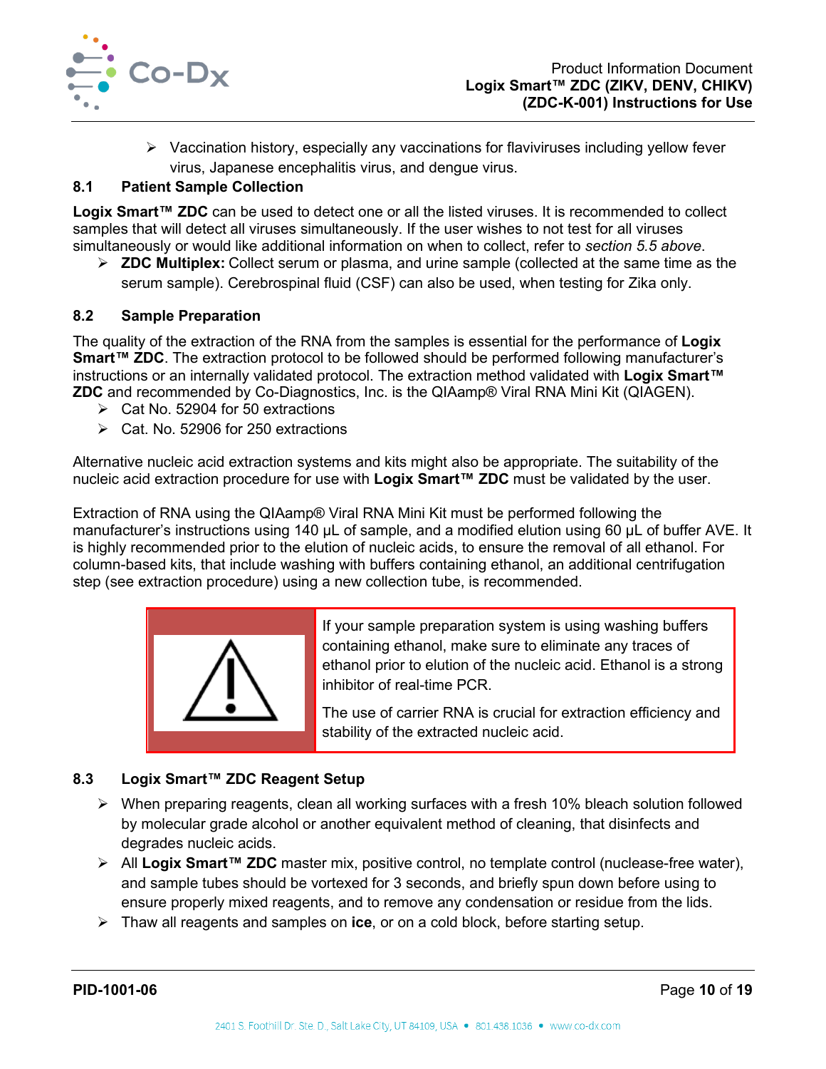- Vaccination history, especially any vaccinations for flaviviruses including yellow fever virus, Japanese encephalitis virus, and dengue virus.

### 8.1 Patient Sample Collection

**Logix Smart™ ZDC** can be used to detect one or all the listed viruses. It is recommended to collect samples that will detect all viruses simultaneously. If the user wishes to not test for all viruses simultaneously or would like additional information on when to collect, refer to *section 5.5 above*.

- **ZDC Multiplex:** Collect serum or plasma, and urine sample (collected at the same time as the serum sample). Cerebrospinal fluid (CSF) can also be used, when testing for Zika only.

### 8.2 Sample Preparation

The quality of the extraction of the RNA from the samples is essential for the performance of **Logix Smart™ ZDC**. The extraction protocol to be followed should be performed following manufacturer's instructions or an internally validated protocol. The extraction method validated with **Logix Smart™ ZDC** and recommended by Co-Diagnostics, Inc. is the QIAamp® Viral RNA Mini Kit (QIAGEN).

- Cat No. 52904 for 50 extractions
- Cat. No. 52906 for 250 extractions

Alternative nucleic acid extraction systems and kits might also be appropriate. The suitability of the nucleic acid extraction procedure for use with **Logix Smart™ ZDC** must be validated by the user.

Extraction of RNA using the QIAamp® Viral RNA Mini Kit must be performed following the manufacturer's instructions using 140 µL of sample, and a modified elution using 60 µL of buffer AVE. It is highly recommended prior to the elution of nucleic acids, to ensure the removal of all ethanol. For column-based kits, that include washing with buffers containing ethanol, an additional centrifugation step (see extraction procedure) using a new collection tube, is recommended.

> ⚠ If your sample preparation system is using washing buffers containing ethanol, make sure to eliminate any traces of ethanol prior to elution of the nucleic acid. Ethanol is a strong inhibitor of real-time PCR.
>
> The use of carrier RNA is crucial for extraction efficiency and stability of the extracted nucleic acid.

### 8.3 Logix Smart™ ZDC Reagent Setup

- When preparing reagents, clean all working surfaces with a fresh 10% bleach solution followed by molecular grade alcohol or another equivalent method of cleaning, that disinfects and degrades nucleic acids.
- All **Logix Smart™ ZDC** master mix, positive control, no template control (nuclease-free water), and sample tubes should be vortexed for 3 seconds, and briefly spun down before using to ensure properly mixed reagents, and to remove any condensation or residue from the lids.
- Thaw all reagents and samples on **ice**, or on a cold block, before starting setup.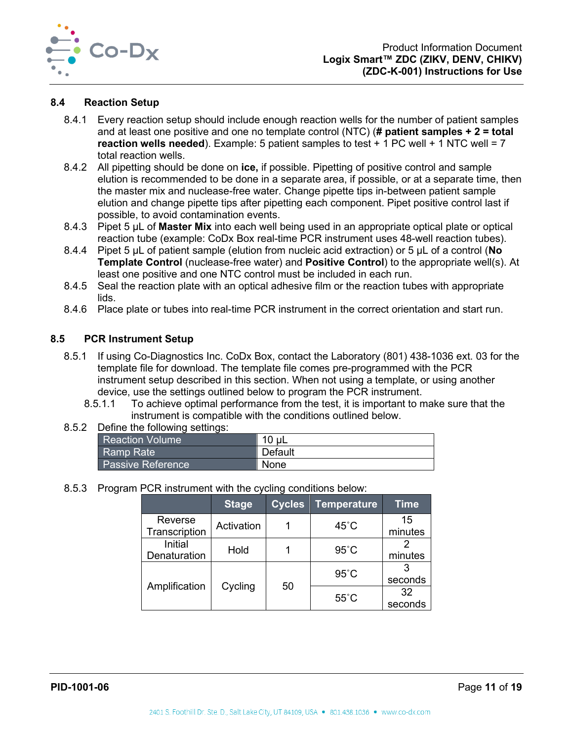## 8.4 Reaction Setup

8.4.1 Every reaction setup should include enough reaction wells for the number of patient samples and at least one positive and one no template control (NTC) (**# patient samples + 2 = total reaction wells needed**). Example: 5 patient samples to test + 1 PC well + 1 NTC well = 7 total reaction wells.

8.4.2 All pipetting should be done on **ice,** if possible. Pipetting of positive control and sample elution is recommended to be done in a separate area, if possible, or at a separate time, then the master mix and nuclease-free water. Change pipette tips in-between patient sample elution and change pipette tips after pipetting each component. Pipet positive control last if possible, to avoid contamination events.

8.4.3 Pipet 5 µL of **Master Mix** into each well being used in an appropriate optical plate or optical reaction tube (example: CoDx Box real-time PCR instrument uses 48-well reaction tubes).

8.4.4 Pipet 5 µL of patient sample (elution from nucleic acid extraction) or 5 µL of a control (**No Template Control** (nuclease-free water) and **Positive Control**) to the appropriate well(s). At least one positive and one NTC control must be included in each run.

8.4.5 Seal the reaction plate with an optical adhesive film or the reaction tubes with appropriate lids.

8.4.6 Place plate or tubes into real-time PCR instrument in the correct orientation and start run.

## 8.5 PCR Instrument Setup

8.5.1 If using Co-Diagnostics Inc. CoDx Box, contact the Laboratory (801) 438-1036 ext. 03 for the template file for download. The template file comes pre-programmed with the PCR instrument setup described in this section. When not using a template, or using another device, use the settings outlined below to program the PCR instrument.

8.5.1.1 To achieve optimal performance from the test, it is important to make sure that the instrument is compatible with the conditions outlined below.

8.5.2 Define the following settings:

| Setting | Value |
|---|---|
| Reaction Volume | 10 µL |
| Ramp Rate | Default |
| Passive Reference | None |

8.5.3 Program PCR instrument with the cycling conditions below:

| | Stage | Cycles | Temperature | Time |
|---|---|---|---|---|
| Reverse Transcription | Activation | 1 | 45˚C | 15 minutes |
| Initial Denaturation | Hold | 1 | 95˚C | 2 minutes |
| Amplification | Cycling | 50 | 95˚C | 3 seconds |
| | | | 55˚C | 32 seconds |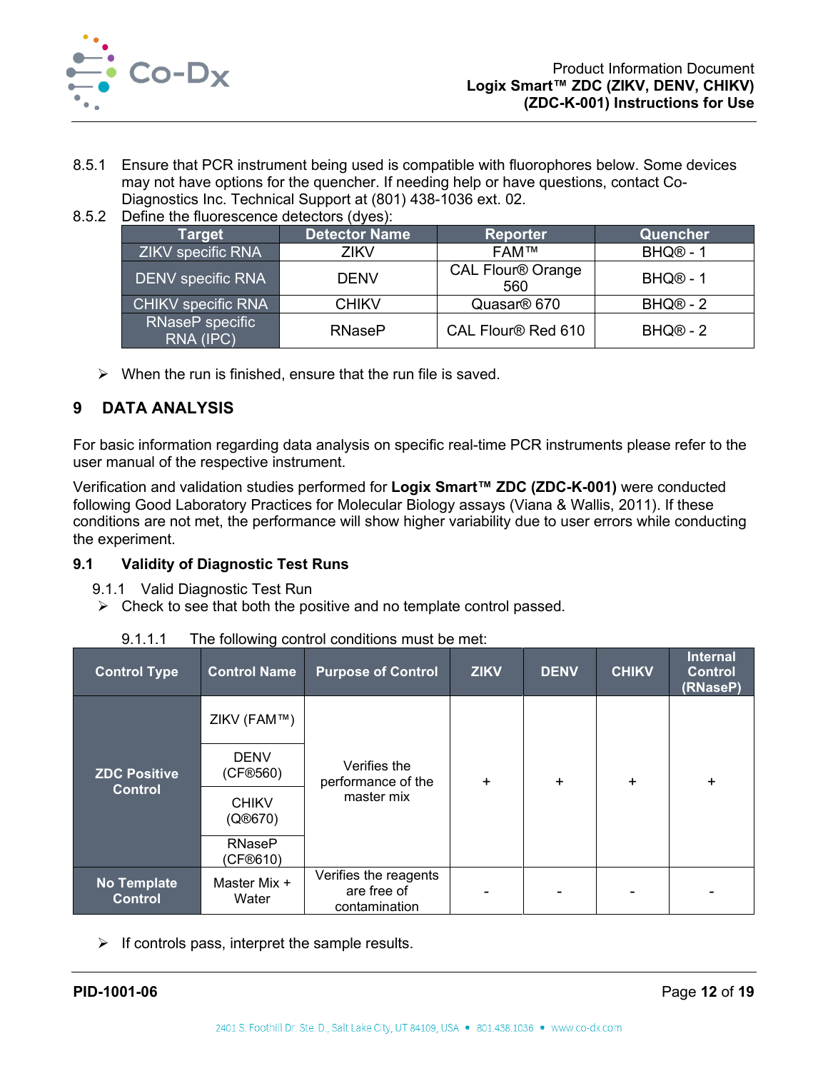8.5.1 Ensure that PCR instrument being used is compatible with fluorophores below. Some devices may not have options for the quencher. If needing help or have questions, contact Co-Diagnostics Inc. Technical Support at (801) 438-1036 ext. 02.

8.5.2 Define the fluorescence detectors (dyes):

| Target | Detector Name | Reporter | Quencher |
|---|---|---|---|
| ZIKV specific RNA | ZIKV | FAM™ | BHQ® - 1 |
| DENV specific RNA | DENV | CAL Flour® Orange 560 | BHQ® - 1 |
| CHIKV specific RNA | CHIKV | Quasar® 670 | BHQ® - 2 |
| RNaseP specific RNA (IPC) | RNaseP | CAL Flour® Red 610 | BHQ® - 2 |

- When the run is finished, ensure that the run file is saved.

# 9 DATA ANALYSIS

For basic information regarding data analysis on specific real-time PCR instruments please refer to the user manual of the respective instrument.

Verification and validation studies performed for **Logix Smart™ ZDC (ZDC-K-001)** were conducted following Good Laboratory Practices for Molecular Biology assays (Viana & Wallis, 2011). If these conditions are not met, the performance will show higher variability due to user errors while conducting the experiment.

## 9.1 Validity of Diagnostic Test Runs

9.1.1 Valid Diagnostic Test Run

- Check to see that both the positive and no template control passed.

9.1.1.1 The following control conditions must be met:

| Control Type | Control Name | Purpose of Control | ZIKV | DENV | CHIKV | Internal Control (RNaseP) |
|---|---|---|---|---|---|---|
| ZDC Positive Control | ZIKV (FAM™) <br> DENV (CF®560) <br> CHIKV (Q®670) <br> RNaseP (CF®610) | Verifies the performance of the master mix | + | + | + | + |
| No Template Control | Master Mix + Water | Verifies the reagents are free of contamination | - | - | - | - |

- If controls pass, interpret the sample results.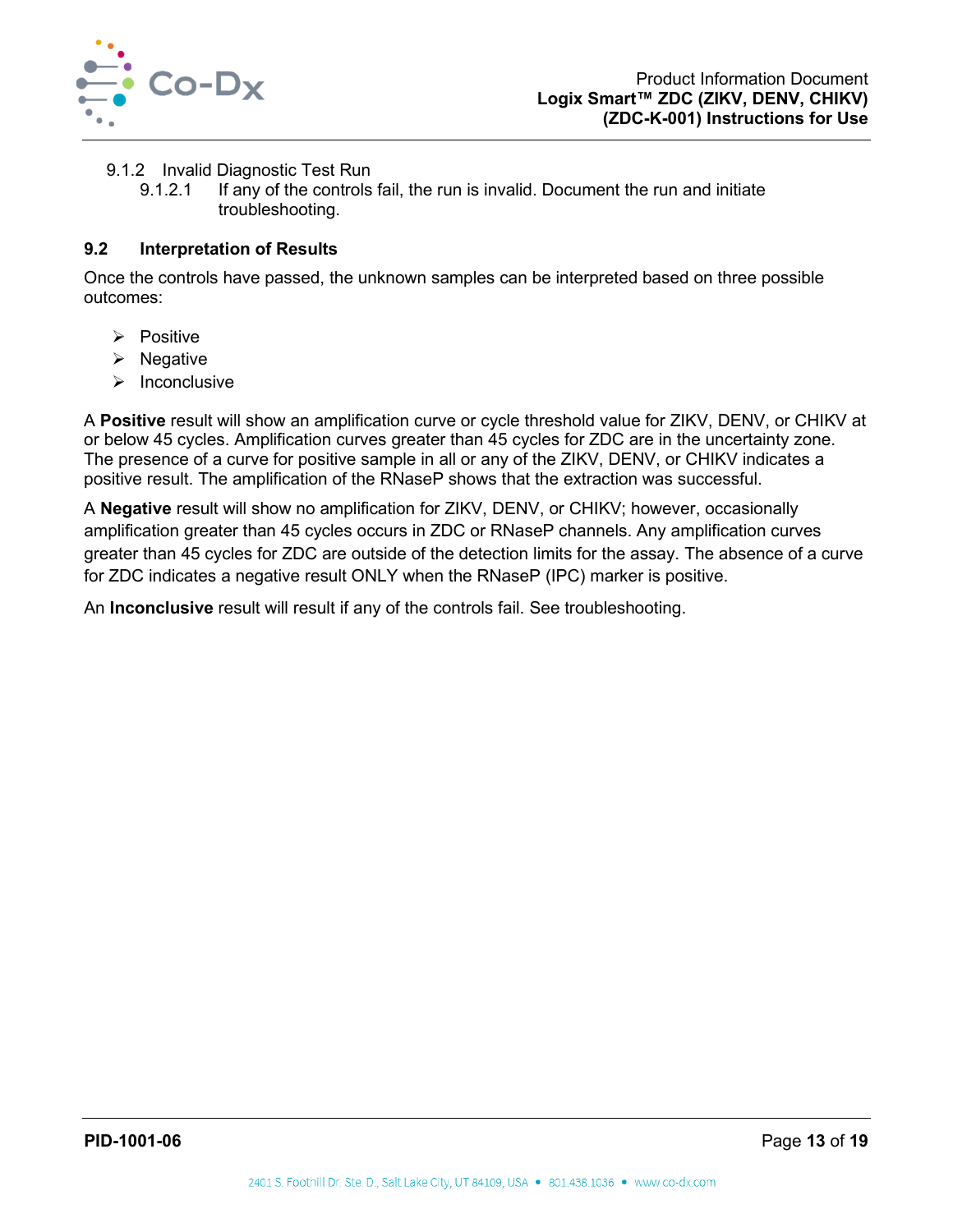#### 9.1.2 Invalid Diagnostic Test Run

9.1.2.1 If any of the controls fail, the run is invalid. Document the run and initiate troubleshooting.

### 9.2 Interpretation of Results

Once the controls have passed, the unknown samples can be interpreted based on three possible outcomes:

- Positive
- Negative
- Inconclusive

A **Positive** result will show an amplification curve or cycle threshold value for ZIKV, DENV, or CHIKV at or below 45 cycles. Amplification curves greater than 45 cycles for ZDC are in the uncertainty zone. The presence of a curve for positive sample in all or any of the ZIKV, DENV, or CHIKV indicates a positive result. The amplification of the RNaseP shows that the extraction was successful.

A **Negative** result will show no amplification for ZIKV, DENV, or CHIKV; however, occasionally amplification greater than 45 cycles occurs in ZDC or RNaseP channels. Any amplification curves greater than 45 cycles for ZDC are outside of the detection limits for the assay. The absence of a curve for ZDC indicates a negative result ONLY when the RNaseP (IPC) marker is positive.

An **Inconclusive** result will result if any of the controls fail. See troubleshooting.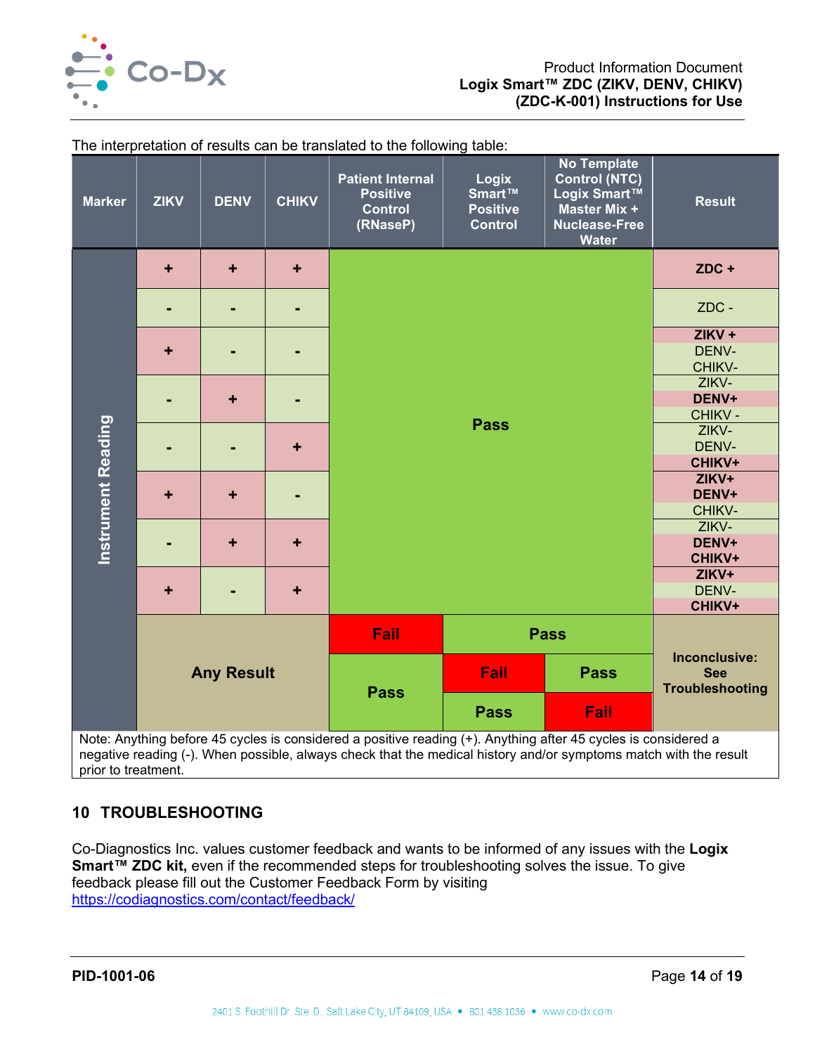The interpretation of results can be translated to the following table:

| Marker | ZIKV | DENV | CHIKV | Patient Internal Positive Control (RNaseP) | Logix Smart™ Positive Control | No Template Control (NTC) Logix Smart™ Master Mix + Nuclease-Free Water | Result |
|---|---|---|---|---|---|---|---|
| Instrument Reading | + | + | + | Pass | Pass | Pass | **ZDC +** |
| | - | - | - | Pass | Pass | Pass | ZDC - |
| | + | - | - | Pass | Pass | Pass | **ZIKV +** DENV- CHIKV- |
| | - | + | - | Pass | Pass | Pass | ZIKV- **DENV+** CHIKV - |
| | - | - | + | Pass | Pass | Pass | ZIKV- DENV- **CHIKV+** |
| | + | + | - | Pass | Pass | Pass | **ZIKV+** **DENV+** CHIKV- |
| | - | + | + | Pass | Pass | Pass | ZIKV- **DENV+** **CHIKV+** |
| | + | - | + | Pass | Pass | Pass | **ZIKV+** DENV- **CHIKV+** |
| | Any Result | | | Fail | Pass | Pass | **Inconclusive: See Troubleshooting** |
| | Any Result | | | Pass | Fail | Pass | **Inconclusive: See Troubleshooting** |
| | Any Result | | | Pass | Pass | Fail | **Inconclusive: See Troubleshooting** |

Note: Anything before 45 cycles is considered a positive reading (+). Anything after 45 cycles is considered a negative reading (-). When possible, always check that the medical history and/or symptoms match with the result prior to treatment.

## 10 TROUBLESHOOTING

Co-Diagnostics Inc. values customer feedback and wants to be informed of any issues with the **Logix Smart™ ZDC kit,** even if the recommended steps for troubleshooting solves the issue. To give feedback please fill out the Customer Feedback Form by visiting https://codiagnostics.com/contact/feedback/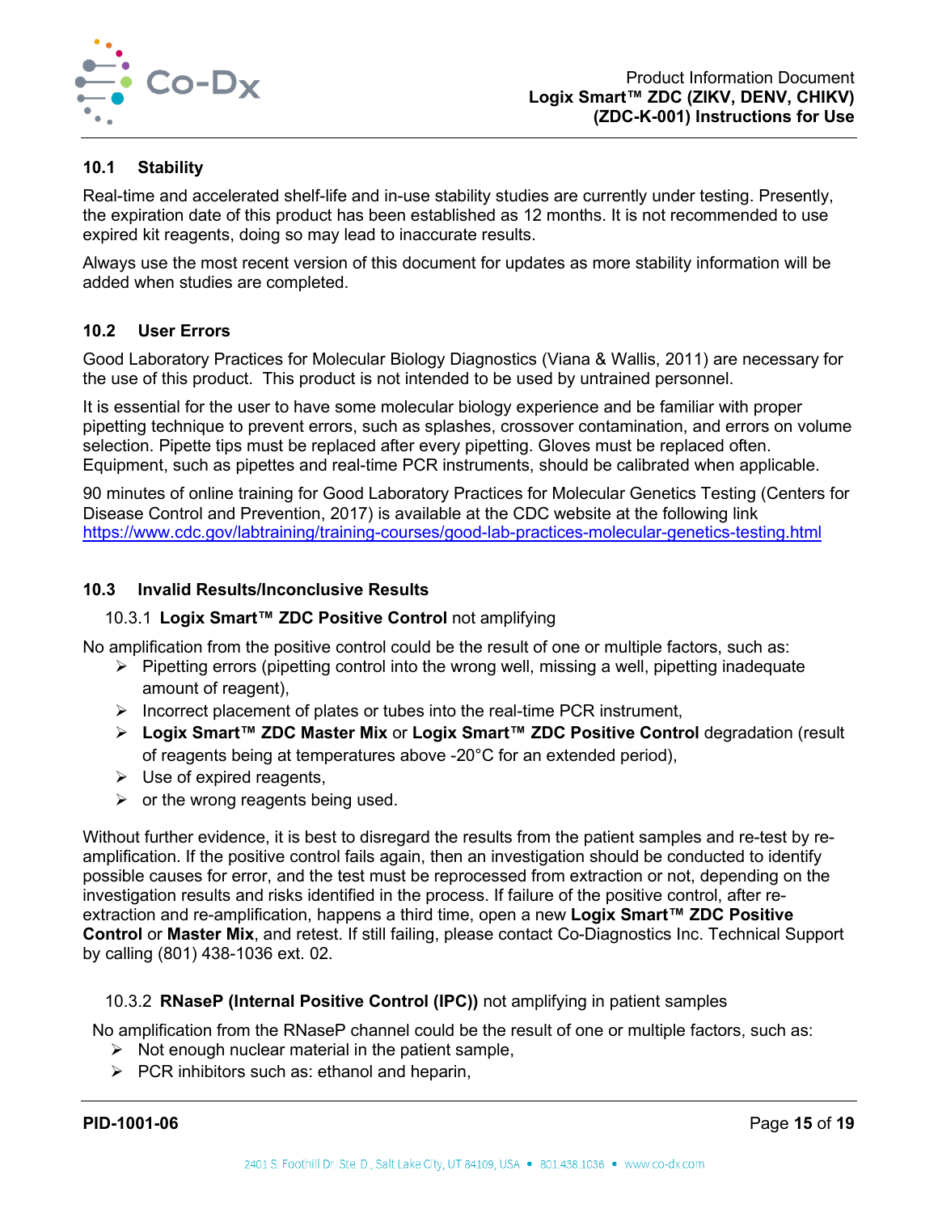### 10.1 Stability

Real-time and accelerated shelf-life and in-use stability studies are currently under testing. Presently, the expiration date of this product has been established as 12 months. It is not recommended to use expired kit reagents, doing so may lead to inaccurate results.

Always use the most recent version of this document for updates as more stability information will be added when studies are completed.

### 10.2 User Errors

Good Laboratory Practices for Molecular Biology Diagnostics (Viana & Wallis, 2011) are necessary for the use of this product. This product is not intended to be used by untrained personnel.

It is essential for the user to have some molecular biology experience and be familiar with proper pipetting technique to prevent errors, such as splashes, crossover contamination, and errors on volume selection. Pipette tips must be replaced after every pipetting. Gloves must be replaced often. Equipment, such as pipettes and real-time PCR instruments, should be calibrated when applicable.

90 minutes of online training for Good Laboratory Practices for Molecular Genetics Testing (Centers for Disease Control and Prevention, 2017) is available at the CDC website at the following link https://www.cdc.gov/labtraining/training-courses/good-lab-practices-molecular-genetics-testing.html

### 10.3 Invalid Results/Inconclusive Results

#### 10.3.1 **Logix Smart™ ZDC Positive Control** not amplifying

No amplification from the positive control could be the result of one or multiple factors, such as:

- Pipetting errors (pipetting control into the wrong well, missing a well, pipetting inadequate amount of reagent),
- Incorrect placement of plates or tubes into the real-time PCR instrument,
- **Logix Smart™ ZDC Master Mix** or **Logix Smart™ ZDC Positive Control** degradation (result of reagents being at temperatures above -20°C for an extended period),
- Use of expired reagents,
- or the wrong reagents being used.

Without further evidence, it is best to disregard the results from the patient samples and re-test by re-amplification. If the positive control fails again, then an investigation should be conducted to identify possible causes for error, and the test must be reprocessed from extraction or not, depending on the investigation results and risks identified in the process. If failure of the positive control, after re-extraction and re-amplification, happens a third time, open a new **Logix Smart™ ZDC Positive Control** or **Master Mix**, and retest. If still failing, please contact Co-Diagnostics Inc. Technical Support by calling (801) 438-1036 ext. 02.

#### 10.3.2 **RNaseP (Internal Positive Control (IPC))** not amplifying in patient samples

No amplification from the RNaseP channel could be the result of one or multiple factors, such as:

- Not enough nuclear material in the patient sample,
- PCR inhibitors such as: ethanol and heparin,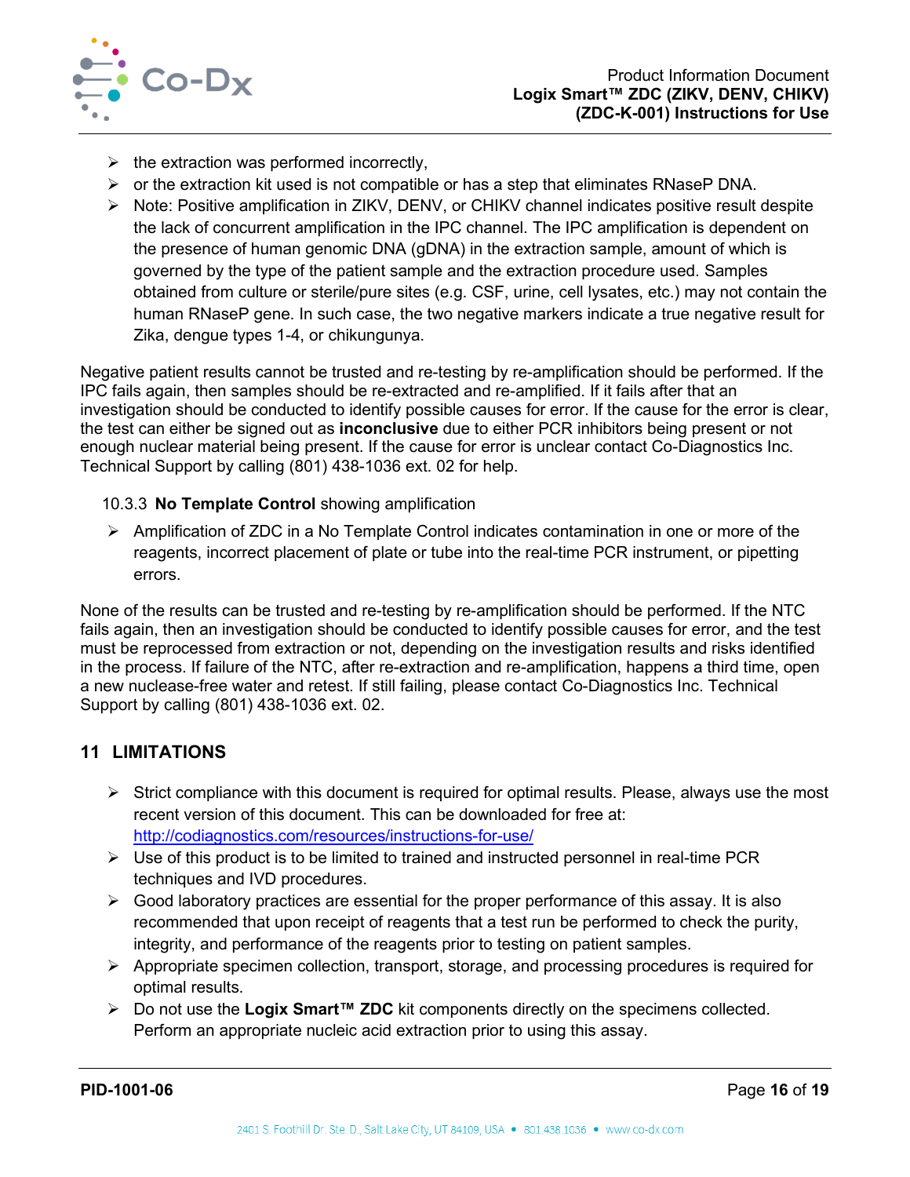- the extraction was performed incorrectly,
- or the extraction kit used is not compatible or has a step that eliminates RNaseP DNA.
- Note: Positive amplification in ZIKV, DENV, or CHIKV channel indicates positive result despite the lack of concurrent amplification in the IPC channel. The IPC amplification is dependent on the presence of human genomic DNA (gDNA) in the extraction sample, amount of which is governed by the type of the patient sample and the extraction procedure used. Samples obtained from culture or sterile/pure sites (e.g. CSF, urine, cell lysates, etc.) may not contain the human RNaseP gene. In such case, the two negative markers indicate a true negative result for Zika, dengue types 1-4, or chikungunya.

Negative patient results cannot be trusted and re-testing by re-amplification should be performed. If the IPC fails again, then samples should be re-extracted and re-amplified. If it fails after that an investigation should be conducted to identify possible causes for error. If the cause for the error is clear, the test can either be signed out as **inconclusive** due to either PCR inhibitors being present or not enough nuclear material being present. If the cause for error is unclear contact Co-Diagnostics Inc. Technical Support by calling (801) 438-1036 ext. 02 for help.

### 10.3.3 **No Template Control** showing amplification

- Amplification of ZDC in a No Template Control indicates contamination in one or more of the reagents, incorrect placement of plate or tube into the real-time PCR instrument, or pipetting errors.

None of the results can be trusted and re-testing by re-amplification should be performed. If the NTC fails again, then an investigation should be conducted to identify possible causes for error, and the test must be reprocessed from extraction or not, depending on the investigation results and risks identified in the process. If failure of the NTC, after re-extraction and re-amplification, happens a third time, open a new nuclease-free water and retest. If still failing, please contact Co-Diagnostics Inc. Technical Support by calling (801) 438-1036 ext. 02.

## 11 LIMITATIONS

- Strict compliance with this document is required for optimal results. Please, always use the most recent version of this document. This can be downloaded for free at: http://codiagnostics.com/resources/instructions-for-use/
- Use of this product is to be limited to trained and instructed personnel in real-time PCR techniques and IVD procedures.
- Good laboratory practices are essential for the proper performance of this assay. It is also recommended that upon receipt of reagents that a test run be performed to check the purity, integrity, and performance of the reagents prior to testing on patient samples.
- Appropriate specimen collection, transport, storage, and processing procedures is required for optimal results.
- Do not use the **Logix Smart™ ZDC** kit components directly on the specimens collected. Perform an appropriate nucleic acid extraction prior to using this assay.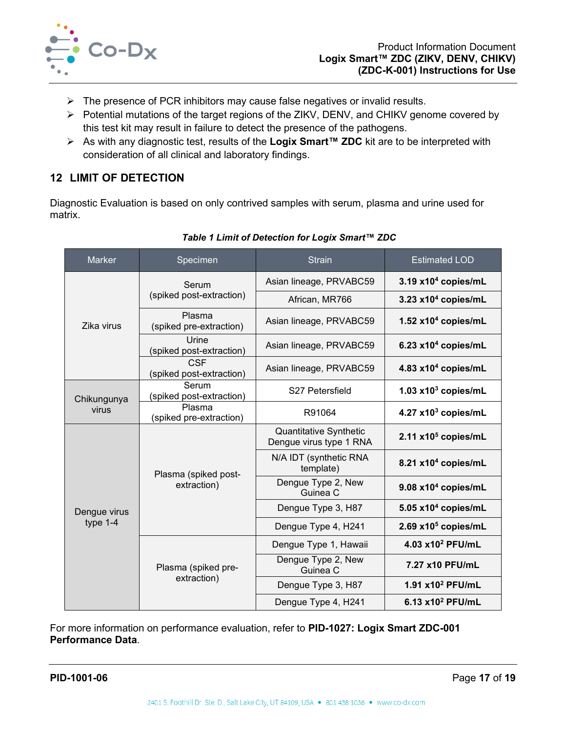- The presence of PCR inhibitors may cause false negatives or invalid results.
- Potential mutations of the target regions of the ZIKV, DENV, and CHIKV genome covered by this test kit may result in failure to detect the presence of the pathogens.
- As with any diagnostic test, results of the **Logix Smart™ ZDC** kit are to be interpreted with consideration of all clinical and laboratory findings.

## 12 LIMIT OF DETECTION

Diagnostic Evaluation is based on only contrived samples with serum, plasma and urine used for matrix.

***Table 1 Limit of Detection for Logix Smart™ ZDC***

| Marker | Specimen | Strain | Estimated LOD |
|---|---|---|---|
| Zika virus | Serum (spiked post-extraction) | Asian lineage, PRVABC59 | **3.19 x10$^4$ copies/mL** |
| | | African, MR766 | **3.23 x10$^4$ copies/mL** |
| | Plasma (spiked pre-extraction) | Asian lineage, PRVABC59 | **1.52 x10$^4$ copies/mL** |
| | Urine (spiked post-extraction) | Asian lineage, PRVABC59 | **6.23 x10$^4$ copies/mL** |
| | CSF (spiked post-extraction) | Asian lineage, PRVABC59 | **4.83 x10$^4$ copies/mL** |
| Chikungunya virus | Serum (spiked post-extraction) | S27 Petersfield | **1.03 x10$^3$ copies/mL** |
| | Plasma (spiked pre-extraction) | R91064 | **4.27 x10$^3$ copies/mL** |
| Dengue virus type 1-4 | Plasma (spiked post-extraction) | Quantitative Synthetic Dengue virus type 1 RNA | **2.11 x10$^5$ copies/mL** |
| | | N/A IDT (synthetic RNA template) | **8.21 x10$^4$ copies/mL** |
| | | Dengue Type 2, New Guinea C | **9.08 x10$^4$ copies/mL** |
| | | Dengue Type 3, H87 | **5.05 x10$^4$ copies/mL** |
| | | Dengue Type 4, H241 | **2.69 x10$^5$ copies/mL** |
| | Plasma (spiked pre-extraction) | Dengue Type 1, Hawaii | **4.03 x10$^2$ PFU/mL** |
| | | Dengue Type 2, New Guinea C | **7.27 x10 PFU/mL** |
| | | Dengue Type 3, H87 | **1.91 x10$^2$ PFU/mL** |
| | | Dengue Type 4, H241 | **6.13 x10$^2$ PFU/mL** |

For more information on performance evaluation, refer to **PID-1027: Logix Smart ZDC-001 Performance Data**.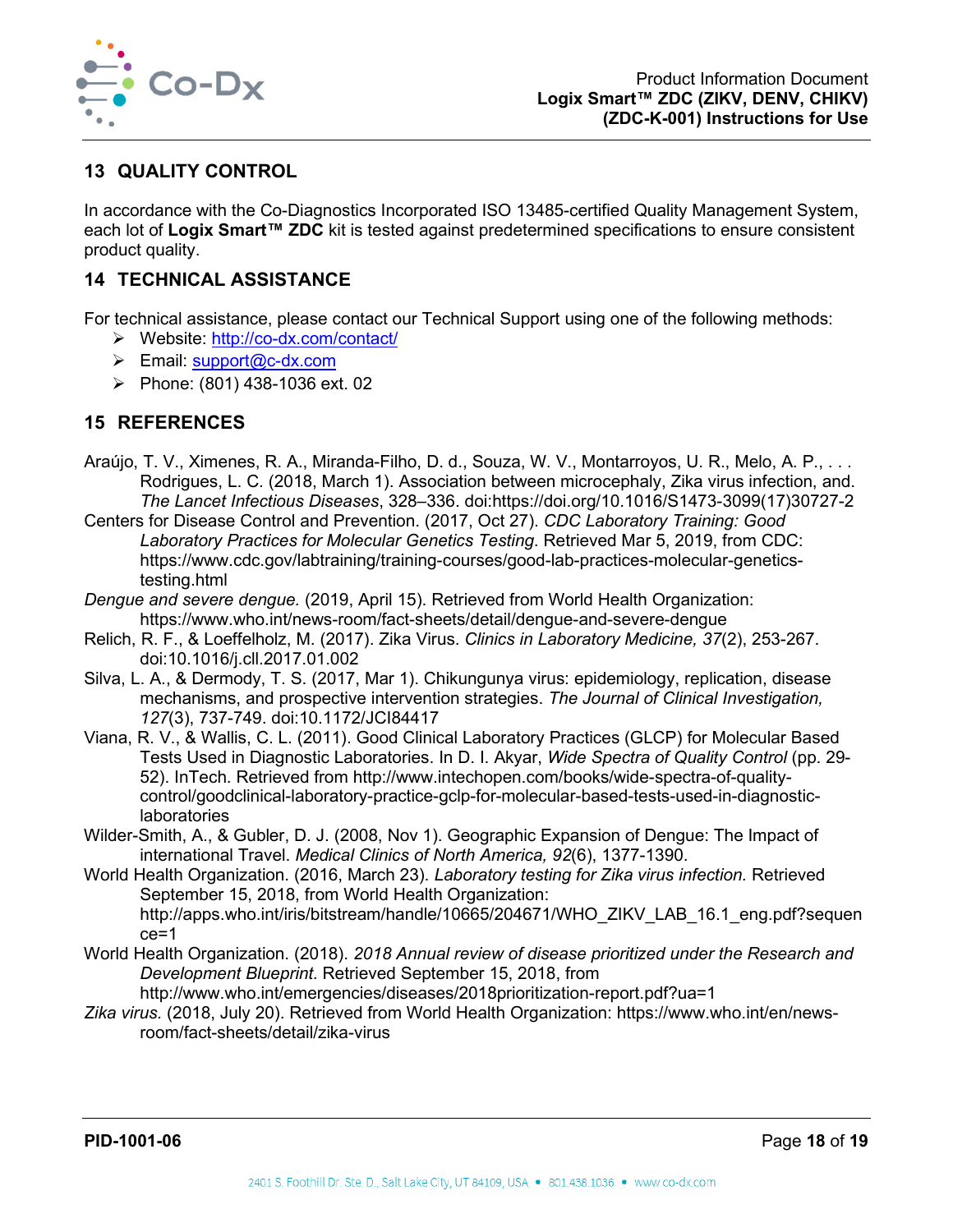## 13 QUALITY CONTROL

In accordance with the Co-Diagnostics Incorporated ISO 13485-certified Quality Management System, each lot of **Logix Smart™ ZDC** kit is tested against predetermined specifications to ensure consistent product quality.

## 14 TECHNICAL ASSISTANCE

For technical assistance, please contact our Technical Support using one of the following methods:

- Website: http://co-dx.com/contact/
- Email: support@c-dx.com
- Phone: (801) 438-1036 ext. 02

## 15 REFERENCES

Araújo, T. V., Ximenes, R. A., Miranda-Filho, D. d., Souza, W. V., Montarroyos, U. R., Melo, A. P., . . . Rodrigues, L. C. (2018, March 1). Association between microcephaly, Zika virus infection, and. *The Lancet Infectious Diseases*, 328–336. doi:https://doi.org/10.1016/S1473-3099(17)30727-2

Centers for Disease Control and Prevention. (2017, Oct 27). *CDC Laboratory Training: Good Laboratory Practices for Molecular Genetics Testing*. Retrieved Mar 5, 2019, from CDC: https://www.cdc.gov/labtraining/training-courses/good-lab-practices-molecular-genetics-testing.html

*Dengue and severe dengue.* (2019, April 15). Retrieved from World Health Organization: https://www.who.int/news-room/fact-sheets/detail/dengue-and-severe-dengue

Relich, R. F., & Loeffelholz, M. (2017). Zika Virus. *Clinics in Laboratory Medicine, 37*(2), 253-267. doi:10.1016/j.cll.2017.01.002

Silva, L. A., & Dermody, T. S. (2017, Mar 1). Chikungunya virus: epidemiology, replication, disease mechanisms, and prospective intervention strategies. *The Journal of Clinical Investigation, 127*(3), 737-749. doi:10.1172/JCI84417

Viana, R. V., & Wallis, C. L. (2011). Good Clinical Laboratory Practices (GLCP) for Molecular Based Tests Used in Diagnostic Laboratories. In D. I. Akyar, *Wide Spectra of Quality Control* (pp. 29-52). InTech. Retrieved from http://www.intechopen.com/books/wide-spectra-of-quality-control/goodclinical-laboratory-practice-gclp-for-molecular-based-tests-used-in-diagnostic-laboratories

Wilder-Smith, A., & Gubler, D. J. (2008, Nov 1). Geographic Expansion of Dengue: The Impact of international Travel. *Medical Clinics of North America, 92*(6), 1377-1390.

World Health Organization. (2016, March 23). *Laboratory testing for Zika virus infection.* Retrieved September 15, 2018, from World Health Organization: http://apps.who.int/iris/bitstream/handle/10665/204671/WHO_ZIKV_LAB_16.1_eng.pdf?sequence=1

World Health Organization. (2018). *2018 Annual review of disease prioritized under the Research and Development Blueprint.* Retrieved September 15, 2018, from http://www.who.int/emergencies/diseases/2018prioritization-report.pdf?ua=1

*Zika virus.* (2018, July 20). Retrieved from World Health Organization: https://www.who.int/en/news-room/fact-sheets/detail/zika-virus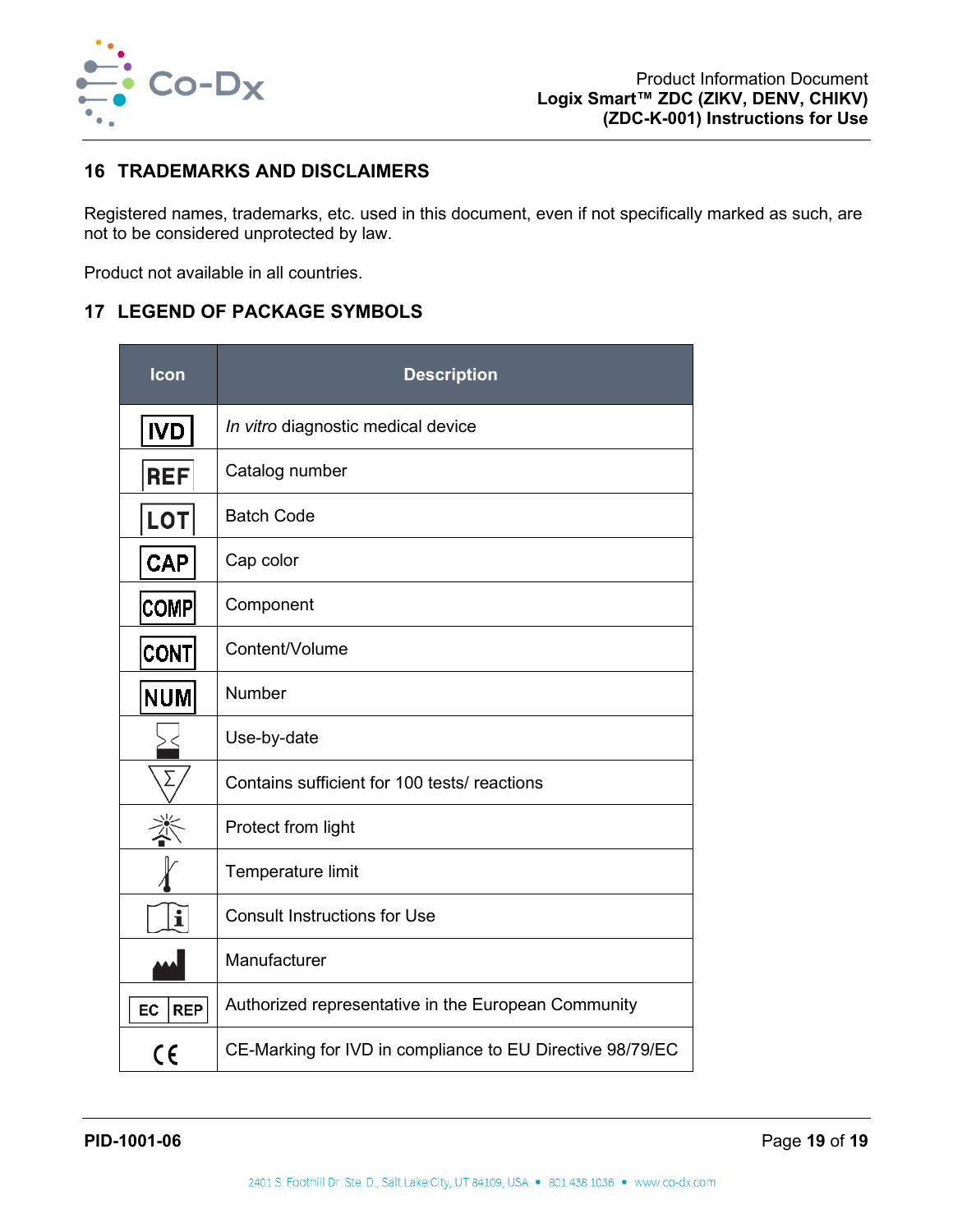## 16 TRADEMARKS AND DISCLAIMERS

Registered names, trademarks, etc. used in this document, even if not specifically marked as such, are not to be considered unprotected by law.

Product not available in all countries.

## 17 LEGEND OF PACKAGE SYMBOLS

| Icon | Description |
|---|---|
| IVD | *In vitro* diagnostic medical device |
| REF | Catalog number |
| LOT | Batch Code |
| CAP | Cap color |
| COMP | Component |
| CONT | Content/Volume |
| NUM | Number |
| | Use-by-date |
| Σ | Contains sufficient for 100 tests/ reactions |
| | Protect from light |
| | Temperature limit |
| i | Consult Instructions for Use |
| | Manufacturer |
| EC REP | Authorized representative in the European Community |
| CE | CE-Marking for IVD in compliance to EU Directive 98/79/EC |